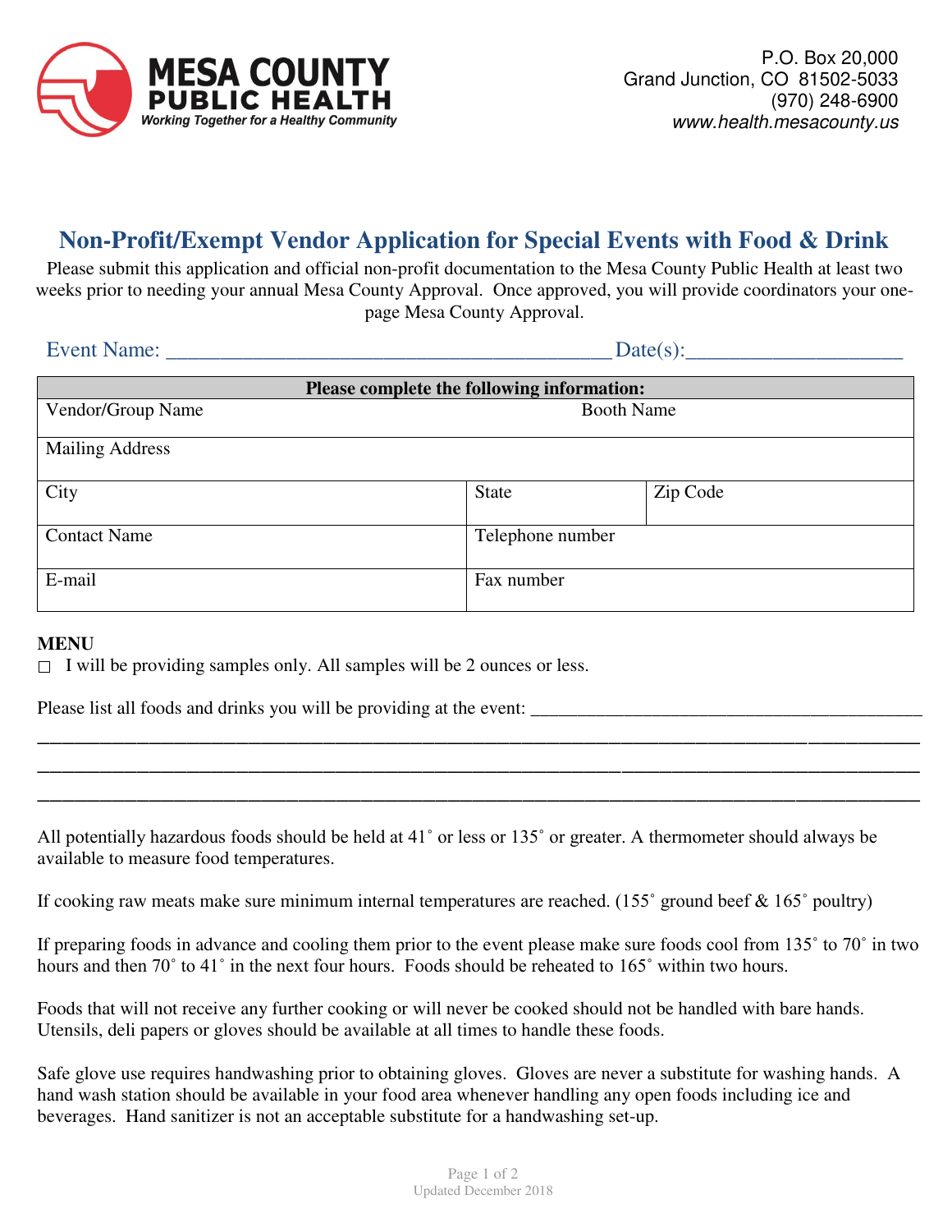MESA COUNTY
PUBLIC HEALTH
*Working Together for a Healthy Community*

P.O. Box 20,000
Grand Junction, CO 81502-5033
(970) 248-6900
*www.health.mesacounty.us*

# Non-Profit/Exempt Vendor Application for Special Events with Food & Drink

Please submit this application and official non-profit documentation to the Mesa County Public Health at least two weeks prior to needing your annual Mesa County Approval. Once approved, you will provide coordinators your one-page Mesa County Approval.

Event Name: ________________________________________ Date(s):___________________

| **Please complete the following information:** | | |
|---|---|---|
| Vendor/Group Name | Booth Name | |
| Mailing Address | | |
| City | State | Zip Code |
| Contact Name | Telephone number | |
| E-mail | Fax number | |

**MENU**

☐ I will be providing samples only. All samples will be 2 ounces or less.

Please list all foods and drinks you will be providing at the event: __________________________________________

___________________________________________________________________________________________

___________________________________________________________________________________________

___________________________________________________________________________________________

All potentially hazardous foods should be held at 41˚ or less or 135˚ or greater. A thermometer should always be available to measure food temperatures.

If cooking raw meats make sure minimum internal temperatures are reached. (155˚ ground beef & 165˚ poultry)

If preparing foods in advance and cooling them prior to the event please make sure foods cool from 135˚ to 70˚ in two hours and then 70˚ to 41˚ in the next four hours. Foods should be reheated to 165˚ within two hours.

Foods that will not receive any further cooking or will never be cooked should not be handled with bare hands. Utensils, deli papers or gloves should be available at all times to handle these foods.

Safe glove use requires handwashing prior to obtaining gloves. Gloves are never a substitute for washing hands. A hand wash station should be available in your food area whenever handling any open foods including ice and beverages. Hand sanitizer is not an acceptable substitute for a handwashing set-up.

Updated December 2018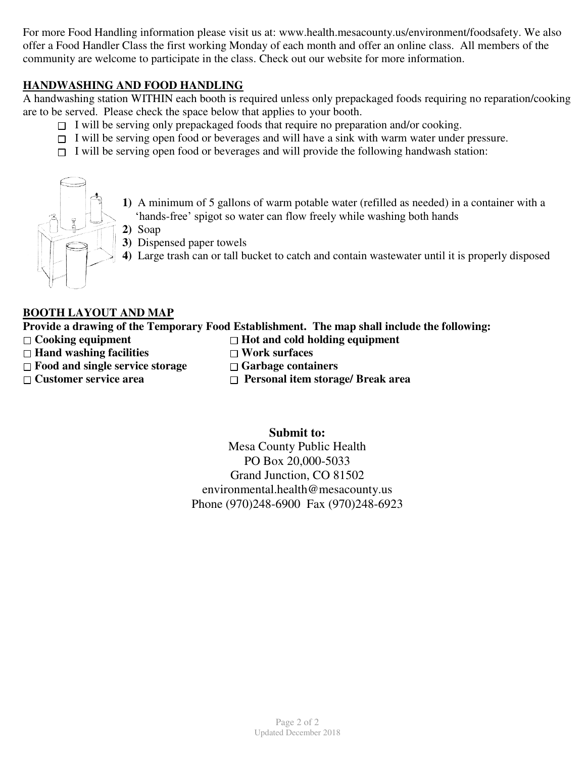For more Food Handling information please visit us at: www.health.mesacounty.us/environment/foodsafety. We also offer a Food Handler Class the first working Monday of each month and offer an online class. All members of the community are welcome to participate in the class. Check out our website for more information.

## HANDWASHING AND FOOD HANDLING

A handwashing station WITHIN each booth is required unless only prepackaged foods requiring no reparation/cooking are to be served. Please check the space below that applies to your booth.

- ☐ I will be serving only prepackaged foods that require no preparation and/or cooking.
- ☐ I will be serving open food or beverages and will have a sink with warm water under pressure.
- ☐ I will be serving open food or beverages and will provide the following handwash station:

**1)** A minimum of 5 gallons of warm potable water (refilled as needed) in a container with a 'hands-free' spigot so water can flow freely while washing both hands
**2)** Soap
**3)** Dispensed paper towels
**4)** Large trash can or tall bucket to catch and contain wastewater until it is properly disposed

## BOOTH LAYOUT AND MAP

**Provide a drawing of the Temporary Food Establishment. The map shall include the following:**

- ☐ **Cooking equipment**
- ☐ **Hot and cold holding equipment**
- ☐ **Hand washing facilities**
- ☐ **Work surfaces**
- ☐ **Food and single service storage**
- ☐ **Garbage containers**
- ☐ **Customer service area**
- ☐ **Personal item storage/ Break area**

**Submit to:**

Mesa County Public Health
PO Box 20,000-5033
Grand Junction, CO 81502
environmental.health@mesacounty.us
Phone (970)248-6900 Fax (970)248-6923

Updated December 2018